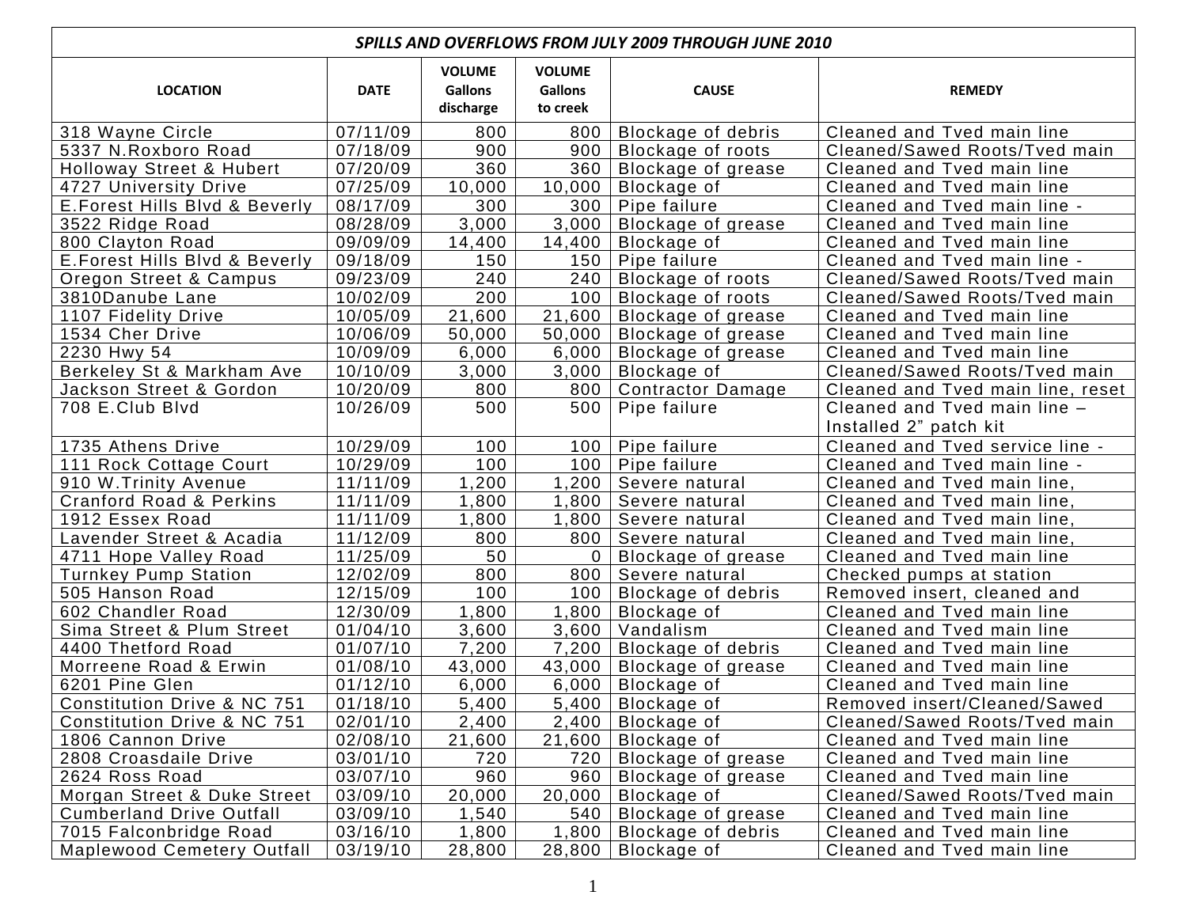| SPILLS AND OVERFLOWS FROM JULY 2009 THROUGH JUNE 2010 | | | | | |
|---|---|---|---|---|---|
| LOCATION | DATE | VOLUME Gallons discharge | VOLUME Gallons to creek | CAUSE | REMEDY |
| 318 Wayne Circle | 07/11/09 | 800 | 800 | Blockage of debris | Cleaned and Tved main line |
| 5337 N.Roxboro Road | 07/18/09 | 900 | 900 | Blockage of roots | Cleaned/Sawed Roots/Tved main |
| Holloway Street & Hubert | 07/20/09 | 360 | 360 | Blockage of grease | Cleaned and Tved main line |
| 4727 University Drive | 07/25/09 | 10,000 | 10,000 | Blockage of | Cleaned and Tved main line |
| E.Forest Hills Blvd & Beverly | 08/17/09 | 300 | 300 | Pipe failure | Cleaned and Tved main line - |
| 3522 Ridge Road | 08/28/09 | 3,000 | 3,000 | Blockage of grease | Cleaned and Tved main line |
| 800 Clayton Road | 09/09/09 | 14,400 | 14,400 | Blockage of | Cleaned and Tved main line |
| E.Forest Hills Blvd & Beverly | 09/18/09 | 150 | 150 | Pipe failure | Cleaned and Tved main line - |
| Oregon Street & Campus | 09/23/09 | 240 | 240 | Blockage of roots | Cleaned/Sawed Roots/Tved main |
| 3810Danube Lane | 10/02/09 | 200 | 100 | Blockage of roots | Cleaned/Sawed Roots/Tved main |
| 1107 Fidelity Drive | 10/05/09 | 21,600 | 21,600 | Blockage of grease | Cleaned and Tved main line |
| 1534 Cher Drive | 10/06/09 | 50,000 | 50,000 | Blockage of grease | Cleaned and Tved main line |
| 2230 Hwy 54 | 10/09/09 | 6,000 | 6,000 | Blockage of grease | Cleaned and Tved main line |
| Berkeley St & Markham Ave | 10/10/09 | 3,000 | 3,000 | Blockage of | Cleaned/Sawed Roots/Tved main |
| Jackson Street & Gordon | 10/20/09 | 800 | 800 | Contractor Damage | Cleaned and Tved main line, reset |
| 708 E.Club Blvd | 10/26/09 | 500 | 500 | Pipe failure | Cleaned and Tved main line – Installed 2" patch kit |
| 1735 Athens Drive | 10/29/09 | 100 | 100 | Pipe failure | Cleaned and Tved service line - |
| 111 Rock Cottage Court | 10/29/09 | 100 | 100 | Pipe failure | Cleaned and Tved main line - |
| 910 W.Trinity Avenue | 11/11/09 | 1,200 | 1,200 | Severe natural | Cleaned and Tved main line, |
| Cranford Road & Perkins | 11/11/09 | 1,800 | 1,800 | Severe natural | Cleaned and Tved main line, |
| 1912 Essex Road | 11/11/09 | 1,800 | 1,800 | Severe natural | Cleaned and Tved main line, |
| Lavender Street & Acadia | 11/12/09 | 800 | 800 | Severe natural | Cleaned and Tved main line, |
| 4711 Hope Valley Road | 11/25/09 | 50 | 0 | Blockage of grease | Cleaned and Tved main line |
| Turnkey Pump Station | 12/02/09 | 800 | 800 | Severe natural | Checked pumps at station |
| 505 Hanson Road | 12/15/09 | 100 | 100 | Blockage of debris | Removed insert, cleaned and |
| 602 Chandler Road | 12/30/09 | 1,800 | 1,800 | Blockage of | Cleaned and Tved main line |
| Sima Street & Plum Street | 01/04/10 | 3,600 | 3,600 | Vandalism | Cleaned and Tved main line |
| 4400 Thetford Road | 01/07/10 | 7,200 | 7,200 | Blockage of debris | Cleaned and Tved main line |
| Morreene Road & Erwin | 01/08/10 | 43,000 | 43,000 | Blockage of grease | Cleaned and Tved main line |
| 6201 Pine Glen | 01/12/10 | 6,000 | 6,000 | Blockage of | Cleaned and Tved main line |
| Constitution Drive & NC 751 | 01/18/10 | 5,400 | 5,400 | Blockage of | Removed insert/Cleaned/Sawed |
| Constitution Drive & NC 751 | 02/01/10 | 2,400 | 2,400 | Blockage of | Cleaned/Sawed Roots/Tved main |
| 1806 Cannon Drive | 02/08/10 | 21,600 | 21,600 | Blockage of | Cleaned and Tved main line |
| 2808 Croasdaile Drive | 03/01/10 | 720 | 720 | Blockage of grease | Cleaned and Tved main line |
| 2624 Ross Road | 03/07/10 | 960 | 960 | Blockage of grease | Cleaned and Tved main line |
| Morgan Street & Duke Street | 03/09/10 | 20,000 | 20,000 | Blockage of | Cleaned/Sawed Roots/Tved main |
| Cumberland Drive Outfall | 03/09/10 | 1,540 | 540 | Blockage of grease | Cleaned and Tved main line |
| 7015 Falconbridge Road | 03/16/10 | 1,800 | 1,800 | Blockage of debris | Cleaned and Tved main line |
| Maplewood Cemetery Outfall | 03/19/10 | 28,800 | 28,800 | Blockage of | Cleaned and Tved main line |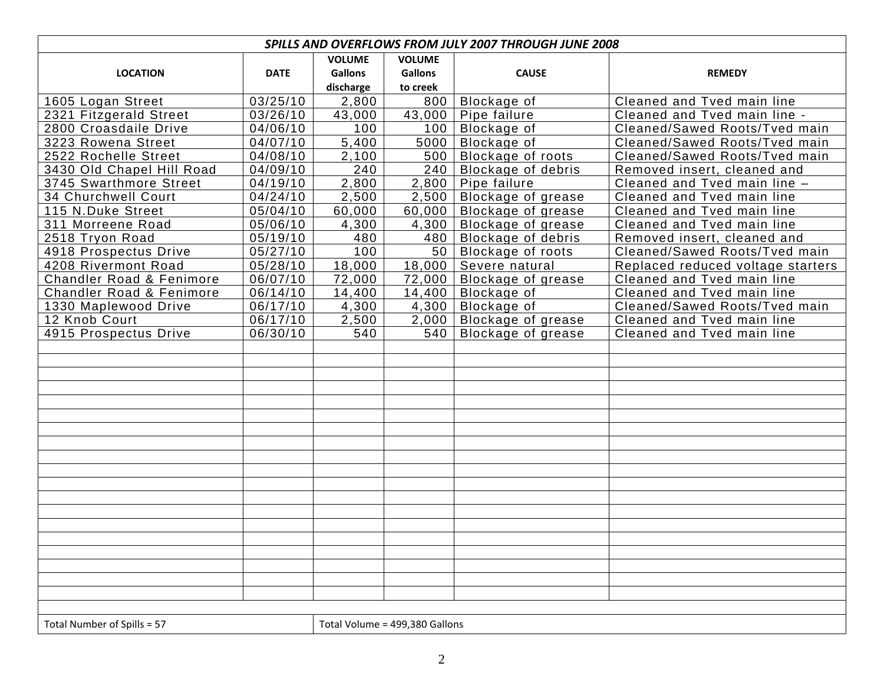| *SPILLS AND OVERFLOWS FROM JULY 2007 THROUGH JUNE 2008* | | | | | |
|---|---|---|---|---|---|
| **LOCATION** | **DATE** | **VOLUME Gallons discharge** | **VOLUME Gallons to creek** | **CAUSE** | **REMEDY** |
| 1605 Logan Street | 03/25/10 | 2,800 | 800 | Blockage of | Cleaned and Tved main line |
| 2321 Fitzgerald Street | 03/26/10 | 43,000 | 43,000 | Pipe failure | Cleaned and Tved main line - |
| 2800 Croasdaile Drive | 04/06/10 | 100 | 100 | Blockage of | Cleaned/Sawed Roots/Tved main |
| 3223 Rowena Street | 04/07/10 | 5,400 | 5000 | Blockage of | Cleaned/Sawed Roots/Tved main |
| 2522 Rochelle Street | 04/08/10 | 2,100 | 500 | Blockage of roots | Cleaned/Sawed Roots/Tved main |
| 3430 Old Chapel Hill Road | 04/09/10 | 240 | 240 | Blockage of debris | Removed insert, cleaned and |
| 3745 Swarthmore Street | 04/19/10 | 2,800 | 2,800 | Pipe failure | Cleaned and Tved main line – |
| 34 Churchwell Court | 04/24/10 | 2,500 | 2,500 | Blockage of grease | Cleaned and Tved main line |
| 115 N.Duke Street | 05/04/10 | 60,000 | 60,000 | Blockage of grease | Cleaned and Tved main line |
| 311 Morreene Road | 05/06/10 | 4,300 | 4,300 | Blockage of grease | Cleaned and Tved main line |
| 2518 Tryon Road | 05/19/10 | 480 | 480 | Blockage of debris | Removed insert, cleaned and |
| 4918 Prospectus Drive | 05/27/10 | 100 | 50 | Blockage of roots | Cleaned/Sawed Roots/Tved main |
| 4208 Rivermont Road | 05/28/10 | 18,000 | 18,000 | Severe natural | Replaced reduced voltage starters |
| Chandler Road & Fenimore | 06/07/10 | 72,000 | 72,000 | Blockage of grease | Cleaned and Tved main line |
| Chandler Road & Fenimore | 06/14/10 | 14,400 | 14,400 | Blockage of | Cleaned and Tved main line |
| 1330 Maplewood Drive | 06/17/10 | 4,300 | 4,300 | Blockage of | Cleaned/Sawed Roots/Tved main |
| 12 Knob Court | 06/17/10 | 2,500 | 2,000 | Blockage of grease | Cleaned and Tved main line |
| 4915 Prospectus Drive | 06/30/10 | 540 | 540 | Blockage of grease | Cleaned and Tved main line |
| Total Number of Spills = 57 | | Total Volume = 499,380 Gallons | | | |